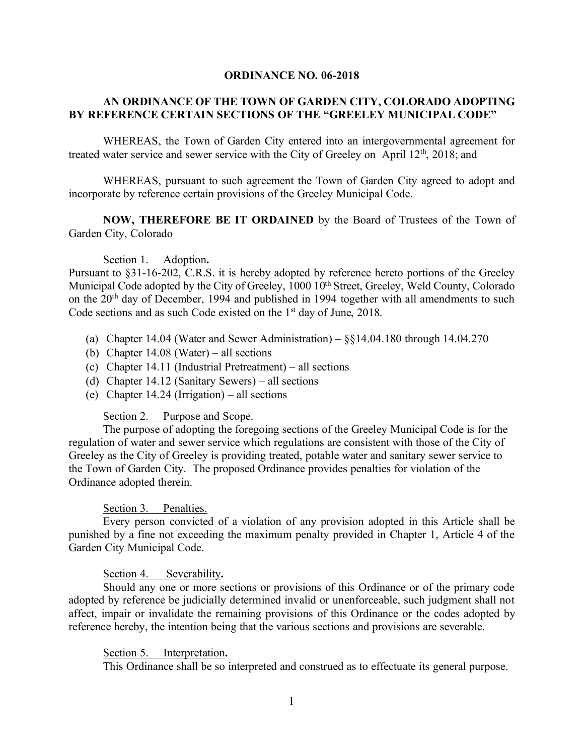# ORDINANCE NO. 06-2018

## AN ORDINANCE OF THE TOWN OF GARDEN CITY, COLORADO ADOPTING BY REFERENCE CERTAIN SECTIONS OF THE "GREELEY MUNICIPAL CODE"

WHEREAS, the Town of Garden City entered into an intergovernmental agreement for treated water service and sewer service with the City of Greeley on April 12th, 2018; and

WHEREAS, pursuant to such agreement the Town of Garden City agreed to adopt and incorporate by reference certain provisions of the Greeley Municipal Code.

**NOW, THEREFORE BE IT ORDAINED** by the Board of Trustees of the Town of Garden City, Colorado

Section 1. Adoption**.**
Pursuant to §31-16-202, C.R.S. it is hereby adopted by reference hereto portions of the Greeley Municipal Code adopted by the City of Greeley, 1000 10th Street, Greeley, Weld County, Colorado on the 20th day of December, 1994 and published in 1994 together with all amendments to such Code sections and as such Code existed on the 1st day of June, 2018.

(a) Chapter 14.04 (Water and Sewer Administration) – §§14.04.180 through 14.04.270
(b) Chapter 14.08 (Water) – all sections
(c) Chapter 14.11 (Industrial Pretreatment) – all sections
(d) Chapter 14.12 (Sanitary Sewers) – all sections
(e) Chapter 14.24 (Irrigation) – all sections

Section 2. Purpose and Scope.
The purpose of adopting the foregoing sections of the Greeley Municipal Code is for the regulation of water and sewer service which regulations are consistent with those of the City of Greeley as the City of Greeley is providing treated, potable water and sanitary sewer service to the Town of Garden City. The proposed Ordinance provides penalties for violation of the Ordinance adopted therein.

Section 3. Penalties.
Every person convicted of a violation of any provision adopted in this Article shall be punished by a fine not exceeding the maximum penalty provided in Chapter 1, Article 4 of the Garden City Municipal Code.

Section 4. Severability**.**
Should any one or more sections or provisions of this Ordinance or of the primary code adopted by reference be judicially determined invalid or unenforceable, such judgment shall not affect, impair or invalidate the remaining provisions of this Ordinance or the codes adopted by reference hereby, the intention being that the various sections and provisions are severable.

Section 5. Interpretation**.**
This Ordinance shall be so interpreted and construed as to effectuate its general purpose.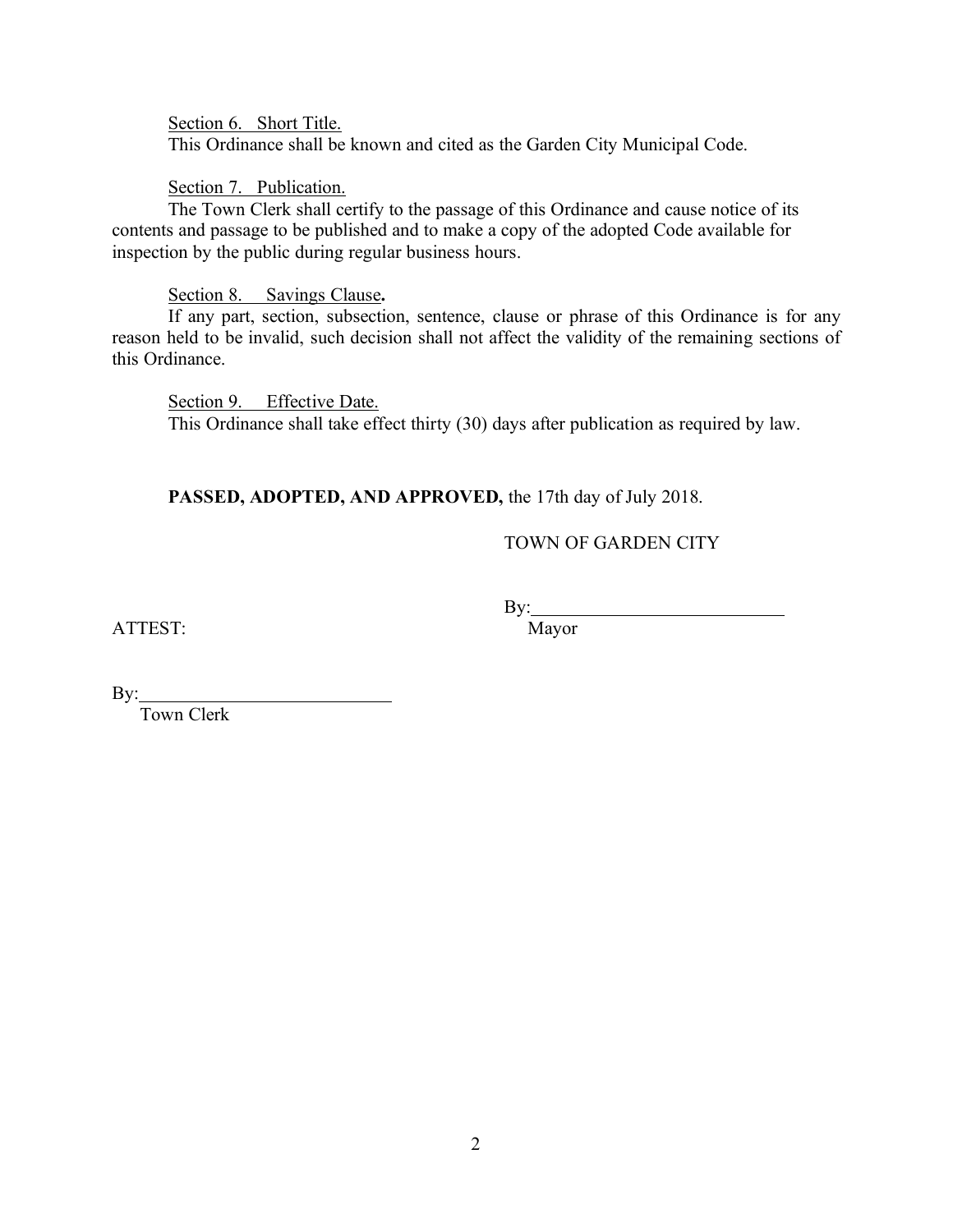Section 6. Short Title.

This Ordinance shall be known and cited as the Garden City Municipal Code.

Section 7. Publication.

The Town Clerk shall certify to the passage of this Ordinance and cause notice of its contents and passage to be published and to make a copy of the adopted Code available for inspection by the public during regular business hours.

Section 8. Savings Clause**.**

If any part, section, subsection, sentence, clause or phrase of this Ordinance is for any reason held to be invalid, such decision shall not affect the validity of the remaining sections of this Ordinance.

Section 9. Effective Date.

This Ordinance shall take effect thirty (30) days after publication as required by law.

**PASSED, ADOPTED, AND APPROVED,** the 17th day of July 2018.

TOWN OF GARDEN CITY

By:\_\_\_\_\_\_\_\_\_\_\_\_\_\_\_\_\_\_\_\_\_\_\_\_\_\_\_
Mayor

ATTEST:

By:\_\_\_\_\_\_\_\_\_\_\_\_\_\_\_\_\_\_\_\_\_\_\_\_\_\_\_
Town Clerk